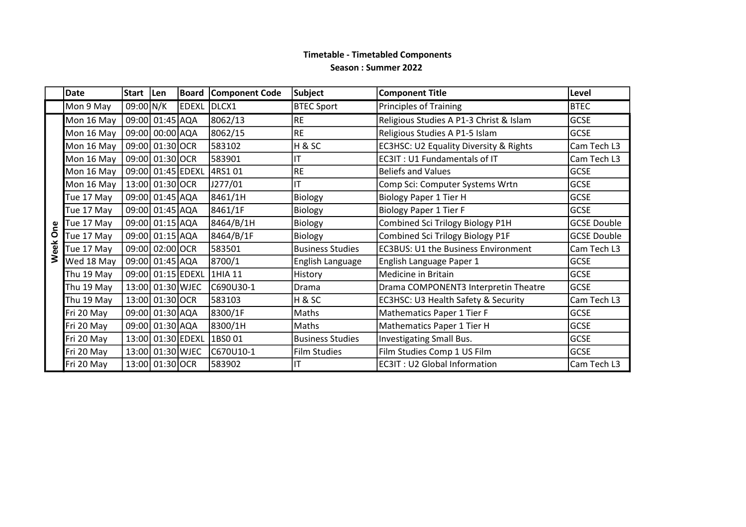**Timetable - Timetabled Components**

**Season : Summer 2022**

| | Date | Start | Len | Board | Component Code | Subject | Component Title | Level |
|---|---|---|---|---|---|---|---|---|
| | Mon 9 May | 09:00 | N/K | EDEXL | DLCX1 | BTEC Sport | Principles of Training | BTEC |
| Week One | Mon 16 May | 09:00 | 01:45 | AQA | 8062/13 | RE | Religious Studies A P1-3 Christ & Islam | GCSE |
| | Mon 16 May | 09:00 | 00:00 | AQA | 8062/15 | RE | Religious Studies A P1-5 Islam | GCSE |
| | Mon 16 May | 09:00 | 01:30 | OCR | 583102 | H & SC | EC3HSC: U2 Equality Diversity & Rights | Cam Tech L3 |
| | Mon 16 May | 09:00 | 01:30 | OCR | 583901 | IT | EC3IT : U1 Fundamentals of IT | Cam Tech L3 |
| | Mon 16 May | 09:00 | 01:45 | EDEXL | 4RS1 01 | RE | Beliefs and Values | GCSE |
| | Mon 16 May | 13:00 | 01:30 | OCR | J277/01 | IT | Comp Sci: Computer Systems Wrtn | GCSE |
| | Tue 17 May | 09:00 | 01:45 | AQA | 8461/1H | Biology | Biology Paper 1 Tier H | GCSE |
| | Tue 17 May | 09:00 | 01:45 | AQA | 8461/1F | Biology | Biology Paper 1 Tier F | GCSE |
| | Tue 17 May | 09:00 | 01:15 | AQA | 8464/B/1H | Biology | Combined Sci Trilogy Biology P1H | GCSE Double |
| | Tue 17 May | 09:00 | 01:15 | AQA | 8464/B/1F | Biology | Combined Sci Trilogy Biology P1F | GCSE Double |
| | Tue 17 May | 09:00 | 02:00 | OCR | 583501 | Business Studies | EC3BUS: U1 the Business Environment | Cam Tech L3 |
| | Wed 18 May | 09:00 | 01:45 | AQA | 8700/1 | English Language | English Language Paper 1 | GCSE |
| | Thu 19 May | 09:00 | 01:15 | EDEXL | 1HIA 11 | History | Medicine in Britain | GCSE |
| | Thu 19 May | 13:00 | 01:30 | WJEC | C690U30-1 | Drama | Drama COMPONENT3 Interpretin Theatre | GCSE |
| | Thu 19 May | 13:00 | 01:30 | OCR | 583103 | H & SC | EC3HSC: U3 Health Safety & Security | Cam Tech L3 |
| | Fri 20 May | 09:00 | 01:30 | AQA | 8300/1F | Maths | Mathematics Paper 1 Tier F | GCSE |
| | Fri 20 May | 09:00 | 01:30 | AQA | 8300/1H | Maths | Mathematics Paper 1 Tier H | GCSE |
| | Fri 20 May | 13:00 | 01:30 | EDEXL | 1BS0 01 | Business Studies | Investigating Small Bus. | GCSE |
| | Fri 20 May | 13:00 | 01:30 | WJEC | C670U10-1 | Film Studies | Film Studies Comp 1 US Film | GCSE |
| | Fri 20 May | 13:00 | 01:30 | OCR | 583902 | IT | EC3IT : U2 Global Information | Cam Tech L3 |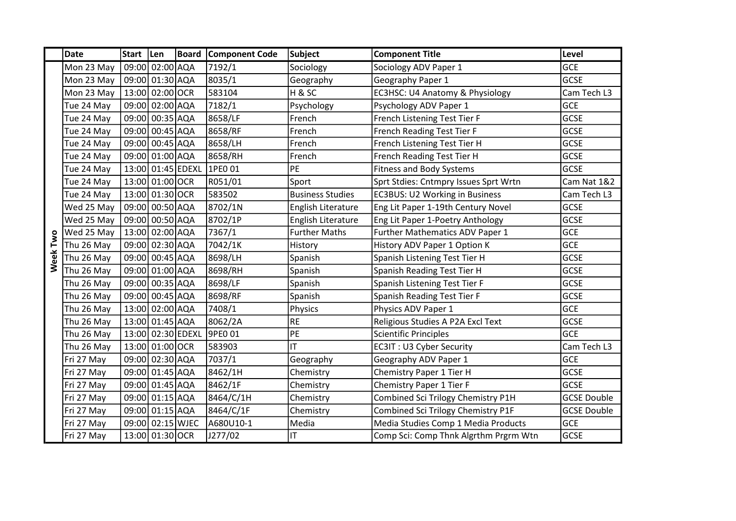| | Date | Start | Len | Board | Component Code | Subject | Component Title | Level |
|---|---|---|---|---|---|---|---|---|
| Week Two | Mon 23 May | 09:00 | 02:00 | AQA | 7192/1 | Sociology | Sociology ADV Paper 1 | GCE |
| | Mon 23 May | 09:00 | 01:30 | AQA | 8035/1 | Geography | Geography Paper 1 | GCSE |
| | Mon 23 May | 13:00 | 02:00 | OCR | 583104 | H & SC | EC3HSC: U4 Anatomy & Physiology | Cam Tech L3 |
| | Tue 24 May | 09:00 | 02:00 | AQA | 7182/1 | Psychology | Psychology ADV Paper 1 | GCE |
| | Tue 24 May | 09:00 | 00:35 | AQA | 8658/LF | French | French Listening Test Tier F | GCSE |
| | Tue 24 May | 09:00 | 00:45 | AQA | 8658/RF | French | French Reading Test Tier F | GCSE |
| | Tue 24 May | 09:00 | 00:45 | AQA | 8658/LH | French | French Listening Test Tier H | GCSE |
| | Tue 24 May | 09:00 | 01:00 | AQA | 8658/RH | French | French Reading Test Tier H | GCSE |
| | Tue 24 May | 13:00 | 01:45 | EDEXL | 1PE0 01 | PE | Fitness and Body Systems | GCSE |
| | Tue 24 May | 13:00 | 01:00 | OCR | R051/01 | Sport | Sprt Stdies: Cntmpry Issues Sprt Wrtn | Cam Nat 1&2 |
| | Tue 24 May | 13:00 | 01:30 | OCR | 583502 | Business Studies | EC3BUS: U2 Working in Business | Cam Tech L3 |
| | Wed 25 May | 09:00 | 00:50 | AQA | 8702/1N | English Literature | Eng Lit Paper 1-19th Century Novel | GCSE |
| | Wed 25 May | 09:00 | 00:50 | AQA | 8702/1P | English Literature | Eng Lit Paper 1-Poetry Anthology | GCSE |
| | Wed 25 May | 13:00 | 02:00 | AQA | 7367/1 | Further Maths | Further Mathematics ADV Paper 1 | GCE |
| | Thu 26 May | 09:00 | 02:30 | AQA | 7042/1K | History | History ADV Paper 1 Option K | GCE |
| | Thu 26 May | 09:00 | 00:45 | AQA | 8698/LH | Spanish | Spanish Listening Test Tier H | GCSE |
| | Thu 26 May | 09:00 | 01:00 | AQA | 8698/RH | Spanish | Spanish Reading Test Tier H | GCSE |
| | Thu 26 May | 09:00 | 00:35 | AQA | 8698/LF | Spanish | Spanish Listening Test Tier F | GCSE |
| | Thu 26 May | 09:00 | 00:45 | AQA | 8698/RF | Spanish | Spanish Reading Test Tier F | GCSE |
| | Thu 26 May | 13:00 | 02:00 | AQA | 7408/1 | Physics | Physics ADV Paper 1 | GCE |
| | Thu 26 May | 13:00 | 01:45 | AQA | 8062/2A | RE | Religious Studies A P2A Excl Text | GCSE |
| | Thu 26 May | 13:00 | 02:30 | EDEXL | 9PE0 01 | PE | Scientific Principles | GCE |
| | Thu 26 May | 13:00 | 01:00 | OCR | 583903 | IT | EC3IT : U3 Cyber Security | Cam Tech L3 |
| | Fri 27 May | 09:00 | 02:30 | AQA | 7037/1 | Geography | Geography ADV Paper 1 | GCE |
| | Fri 27 May | 09:00 | 01:45 | AQA | 8462/1H | Chemistry | Chemistry Paper 1 Tier H | GCSE |
| | Fri 27 May | 09:00 | 01:45 | AQA | 8462/1F | Chemistry | Chemistry Paper 1 Tier F | GCSE |
| | Fri 27 May | 09:00 | 01:15 | AQA | 8464/C/1H | Chemistry | Combined Sci Trilogy Chemistry P1H | GCSE Double |
| | Fri 27 May | 09:00 | 01:15 | AQA | 8464/C/1F | Chemistry | Combined Sci Trilogy Chemistry P1F | GCSE Double |
| | Fri 27 May | 09:00 | 02:15 | WJEC | A680U10-1 | Media | Media Studies Comp 1 Media Products | GCE |
| | Fri 27 May | 13:00 | 01:30 | OCR | J277/02 | IT | Comp Sci: Comp Thnk Algrthm Prgrm Wtn | GCSE |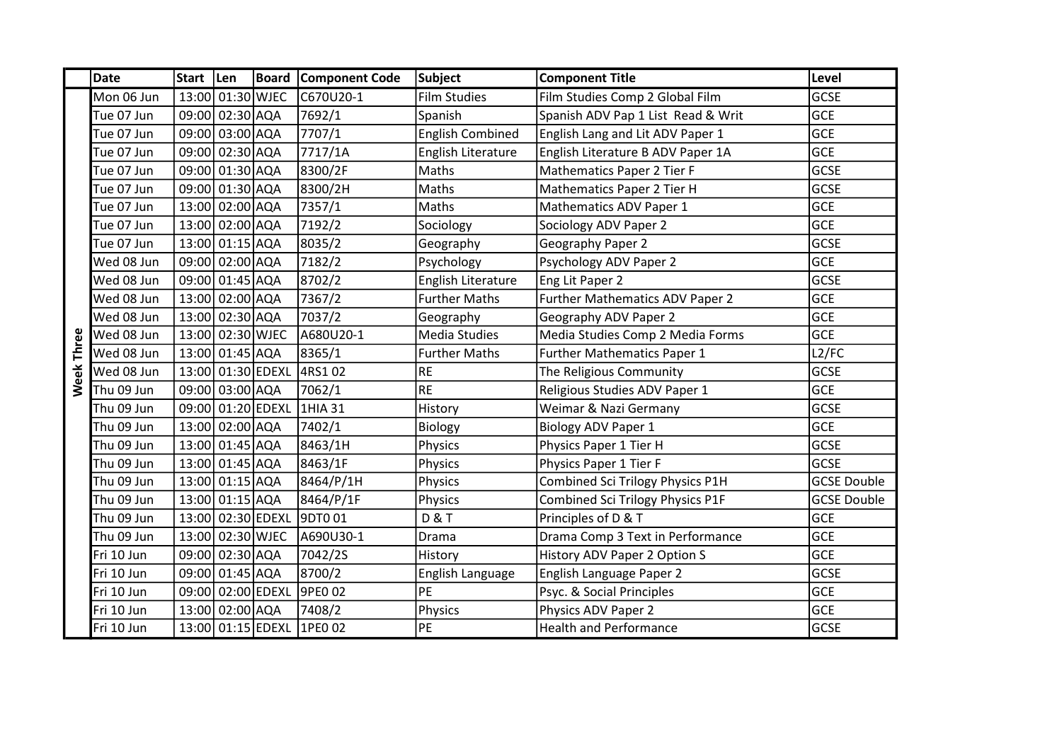| | Date | Start | Len | Board | Component Code | Subject | Component Title | Level |
|---|---|---|---|---|---|---|---|---|
| Week Three | Mon 06 Jun | 13:00 | 01:30 | WJEC | C670U20-1 | Film Studies | Film Studies Comp 2 Global Film | GCSE |
| | Tue 07 Jun | 09:00 | 02:30 | AQA | 7692/1 | Spanish | Spanish ADV Pap 1 List Read & Writ | GCE |
| | Tue 07 Jun | 09:00 | 03:00 | AQA | 7707/1 | English Combined | English Lang and Lit ADV Paper 1 | GCE |
| | Tue 07 Jun | 09:00 | 02:30 | AQA | 7717/1A | English Literature | English Literature B ADV Paper 1A | GCE |
| | Tue 07 Jun | 09:00 | 01:30 | AQA | 8300/2F | Maths | Mathematics Paper 2 Tier F | GCSE |
| | Tue 07 Jun | 09:00 | 01:30 | AQA | 8300/2H | Maths | Mathematics Paper 2 Tier H | GCSE |
| | Tue 07 Jun | 13:00 | 02:00 | AQA | 7357/1 | Maths | Mathematics ADV Paper 1 | GCE |
| | Tue 07 Jun | 13:00 | 02:00 | AQA | 7192/2 | Sociology | Sociology ADV Paper 2 | GCE |
| | Tue 07 Jun | 13:00 | 01:15 | AQA | 8035/2 | Geography | Geography Paper 2 | GCSE |
| | Wed 08 Jun | 09:00 | 02:00 | AQA | 7182/2 | Psychology | Psychology ADV Paper 2 | GCE |
| | Wed 08 Jun | 09:00 | 01:45 | AQA | 8702/2 | English Literature | Eng Lit Paper 2 | GCSE |
| | Wed 08 Jun | 13:00 | 02:00 | AQA | 7367/2 | Further Maths | Further Mathematics ADV Paper 2 | GCE |
| | Wed 08 Jun | 13:00 | 02:30 | AQA | 7037/2 | Geography | Geography ADV Paper 2 | GCE |
| | Wed 08 Jun | 13:00 | 02:30 | WJEC | A680U20-1 | Media Studies | Media Studies Comp 2 Media Forms | GCE |
| | Wed 08 Jun | 13:00 | 01:45 | AQA | 8365/1 | Further Maths | Further Mathematics Paper 1 | L2/FC |
| | Wed 08 Jun | 13:00 | 01:30 | EDEXL | 4RS1 02 | RE | The Religious Community | GCSE |
| | Thu 09 Jun | 09:00 | 03:00 | AQA | 7062/1 | RE | Religious Studies ADV Paper 1 | GCE |
| | Thu 09 Jun | 09:00 | 01:20 | EDEXL | 1HIA 31 | History | Weimar & Nazi Germany | GCSE |
| | Thu 09 Jun | 13:00 | 02:00 | AQA | 7402/1 | Biology | Biology ADV Paper 1 | GCE |
| | Thu 09 Jun | 13:00 | 01:45 | AQA | 8463/1H | Physics | Physics Paper 1 Tier H | GCSE |
| | Thu 09 Jun | 13:00 | 01:45 | AQA | 8463/1F | Physics | Physics Paper 1 Tier F | GCSE |
| | Thu 09 Jun | 13:00 | 01:15 | AQA | 8464/P/1H | Physics | Combined Sci Trilogy Physics P1H | GCSE Double |
| | Thu 09 Jun | 13:00 | 01:15 | AQA | 8464/P/1F | Physics | Combined Sci Trilogy Physics P1F | GCSE Double |
| | Thu 09 Jun | 13:00 | 02:30 | EDEXL | 9DT0 01 | D & T | Principles of D & T | GCE |
| | Thu 09 Jun | 13:00 | 02:30 | WJEC | A690U30-1 | Drama | Drama Comp 3 Text in Performance | GCE |
| | Fri 10 Jun | 09:00 | 02:30 | AQA | 7042/2S | History | History ADV Paper 2 Option S | GCE |
| | Fri 10 Jun | 09:00 | 01:45 | AQA | 8700/2 | English Language | English Language Paper 2 | GCSE |
| | Fri 10 Jun | 09:00 | 02:00 | EDEXL | 9PE0 02 | PE | Psyc. & Social Principles | GCE |
| | Fri 10 Jun | 13:00 | 02:00 | AQA | 7408/2 | Physics | Physics ADV Paper 2 | GCE |
| | Fri 10 Jun | 13:00 | 01:15 | EDEXL | 1PE0 02 | PE | Health and Performance | GCSE |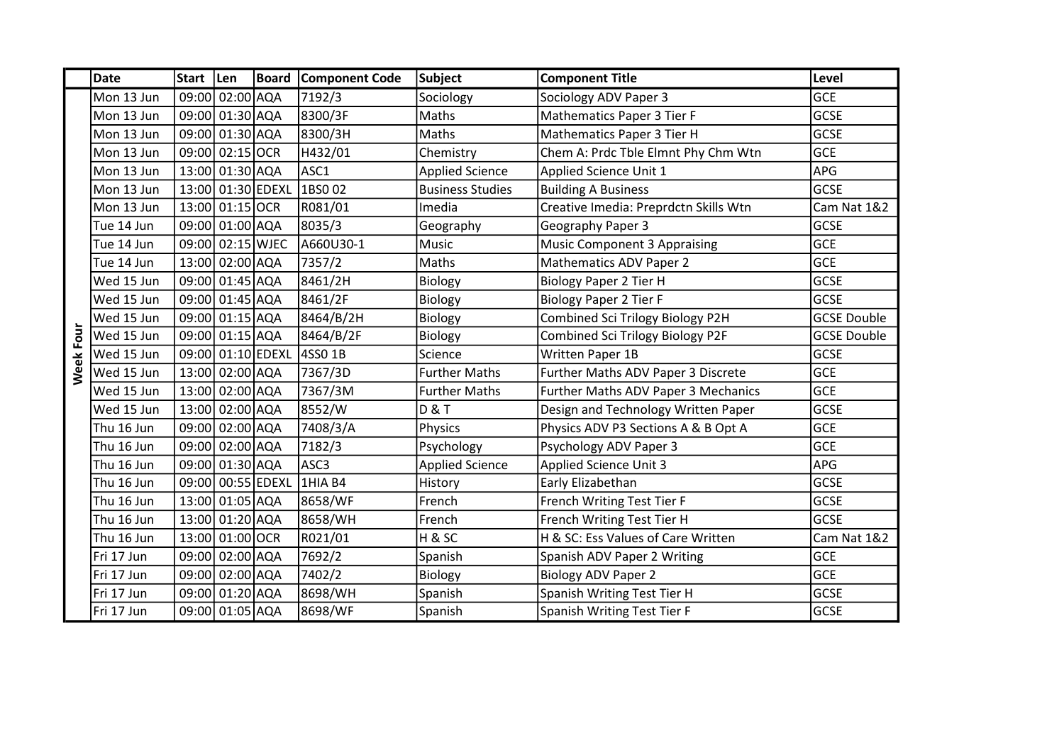| | Date | Start | Len | Board | Component Code | Subject | Component Title | Level |
|---|---|---|---|---|---|---|---|---|
| Week Four | Mon 13 Jun | 09:00 | 02:00 | AQA | 7192/3 | Sociology | Sociology ADV Paper 3 | GCE |
| | Mon 13 Jun | 09:00 | 01:30 | AQA | 8300/3F | Maths | Mathematics Paper 3 Tier F | GCSE |
| | Mon 13 Jun | 09:00 | 01:30 | AQA | 8300/3H | Maths | Mathematics Paper 3 Tier H | GCSE |
| | Mon 13 Jun | 09:00 | 02:15 | OCR | H432/01 | Chemistry | Chem A: Prdc Tble Elmnt Phy Chm Wtn | GCE |
| | Mon 13 Jun | 13:00 | 01:30 | AQA | ASC1 | Applied Science | Applied Science Unit 1 | APG |
| | Mon 13 Jun | 13:00 | 01:30 | EDEXL | 1BS0 02 | Business Studies | Building A Business | GCSE |
| | Mon 13 Jun | 13:00 | 01:15 | OCR | R081/01 | Imedia | Creative Imedia: Preprdctn Skills Wtn | Cam Nat 1&2 |
| | Tue 14 Jun | 09:00 | 01:00 | AQA | 8035/3 | Geography | Geography Paper 3 | GCSE |
| | Tue 14 Jun | 09:00 | 02:15 | WJEC | A660U30-1 | Music | Music Component 3 Appraising | GCE |
| | Tue 14 Jun | 13:00 | 02:00 | AQA | 7357/2 | Maths | Mathematics ADV Paper 2 | GCE |
| | Wed 15 Jun | 09:00 | 01:45 | AQA | 8461/2H | Biology | Biology Paper 2 Tier H | GCSE |
| | Wed 15 Jun | 09:00 | 01:45 | AQA | 8461/2F | Biology | Biology Paper 2 Tier F | GCSE |
| | Wed 15 Jun | 09:00 | 01:15 | AQA | 8464/B/2H | Biology | Combined Sci Trilogy Biology P2H | GCSE Double |
| | Wed 15 Jun | 09:00 | 01:15 | AQA | 8464/B/2F | Biology | Combined Sci Trilogy Biology P2F | GCSE Double |
| | Wed 15 Jun | 09:00 | 01:10 | EDEXL | 4SS0 1B | Science | Written Paper 1B | GCSE |
| | Wed 15 Jun | 13:00 | 02:00 | AQA | 7367/3D | Further Maths | Further Maths ADV Paper 3 Discrete | GCE |
| | Wed 15 Jun | 13:00 | 02:00 | AQA | 7367/3M | Further Maths | Further Maths ADV Paper 3 Mechanics | GCE |
| | Wed 15 Jun | 13:00 | 02:00 | AQA | 8552/W | D & T | Design and Technology Written Paper | GCSE |
| | Thu 16 Jun | 09:00 | 02:00 | AQA | 7408/3/A | Physics | Physics ADV P3 Sections A & B Opt A | GCE |
| | Thu 16 Jun | 09:00 | 02:00 | AQA | 7182/3 | Psychology | Psychology ADV Paper 3 | GCE |
| | Thu 16 Jun | 09:00 | 01:30 | AQA | ASC3 | Applied Science | Applied Science Unit 3 | APG |
| | Thu 16 Jun | 09:00 | 00:55 | EDEXL | 1HIA B4 | History | Early Elizabethan | GCSE |
| | Thu 16 Jun | 13:00 | 01:05 | AQA | 8658/WF | French | French Writing Test Tier F | GCSE |
| | Thu 16 Jun | 13:00 | 01:20 | AQA | 8658/WH | French | French Writing Test Tier H | GCSE |
| | Thu 16 Jun | 13:00 | 01:00 | OCR | R021/01 | H & SC | H & SC: Ess Values of Care Written | Cam Nat 1&2 |
| | Fri 17 Jun | 09:00 | 02:00 | AQA | 7692/2 | Spanish | Spanish ADV Paper 2 Writing | GCE |
| | Fri 17 Jun | 09:00 | 02:00 | AQA | 7402/2 | Biology | Biology ADV Paper 2 | GCE |
| | Fri 17 Jun | 09:00 | 01:20 | AQA | 8698/WH | Spanish | Spanish Writing Test Tier H | GCSE |
| | Fri 17 Jun | 09:00 | 01:05 | AQA | 8698/WF | Spanish | Spanish Writing Test Tier F | GCSE |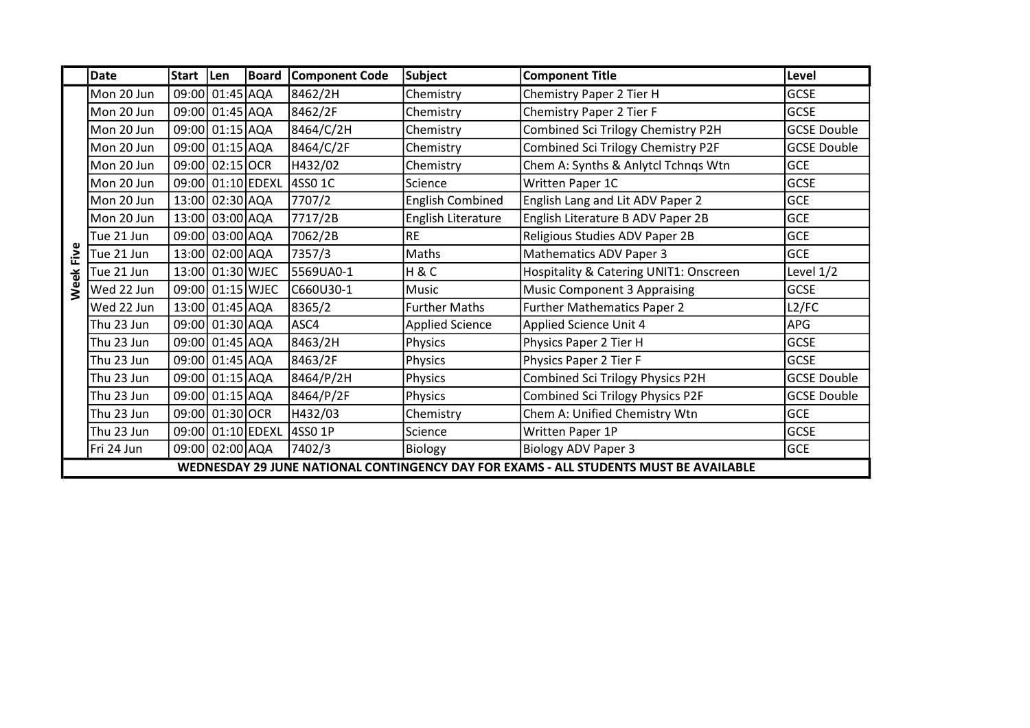| | Date | Start | Len | Board | Component Code | Subject | Component Title | Level |
|---|---|---|---|---|---|---|---|---|
| Week Five | Mon 20 Jun | 09:00 | 01:45 | AQA | 8462/2H | Chemistry | Chemistry Paper 2 Tier H | GCSE |
| | Mon 20 Jun | 09:00 | 01:45 | AQA | 8462/2F | Chemistry | Chemistry Paper 2 Tier F | GCSE |
| | Mon 20 Jun | 09:00 | 01:15 | AQA | 8464/C/2H | Chemistry | Combined Sci Trilogy Chemistry P2H | GCSE Double |
| | Mon 20 Jun | 09:00 | 01:15 | AQA | 8464/C/2F | Chemistry | Combined Sci Trilogy Chemistry P2F | GCSE Double |
| | Mon 20 Jun | 09:00 | 02:15 | OCR | H432/02 | Chemistry | Chem A: Synths & Anlytcl Tchnqs Wtn | GCE |
| | Mon 20 Jun | 09:00 | 01:10 | EDEXL | 4SS0 1C | Science | Written Paper 1C | GCSE |
| | Mon 20 Jun | 13:00 | 02:30 | AQA | 7707/2 | English Combined | English Lang and Lit ADV Paper 2 | GCE |
| | Mon 20 Jun | 13:00 | 03:00 | AQA | 7717/2B | English Literature | English Literature B ADV Paper 2B | GCE |
| | Tue 21 Jun | 09:00 | 03:00 | AQA | 7062/2B | RE | Religious Studies ADV Paper 2B | GCE |
| | Tue 21 Jun | 13:00 | 02:00 | AQA | 7357/3 | Maths | Mathematics ADV Paper 3 | GCE |
| | Tue 21 Jun | 13:00 | 01:30 | WJEC | 5569UA0-1 | H & C | Hospitality & Catering UNIT1: Onscreen | Level 1/2 |
| | Wed 22 Jun | 09:00 | 01:15 | WJEC | C660U30-1 | Music | Music Component 3 Appraising | GCSE |
| | Wed 22 Jun | 13:00 | 01:45 | AQA | 8365/2 | Further Maths | Further Mathematics Paper 2 | L2/FC |
| | Thu 23 Jun | 09:00 | 01:30 | AQA | ASC4 | Applied Science | Applied Science Unit 4 | APG |
| | Thu 23 Jun | 09:00 | 01:45 | AQA | 8463/2H | Physics | Physics Paper 2 Tier H | GCSE |
| | Thu 23 Jun | 09:00 | 01:45 | AQA | 8463/2F | Physics | Physics Paper 2 Tier F | GCSE |
| | Thu 23 Jun | 09:00 | 01:15 | AQA | 8464/P/2H | Physics | Combined Sci Trilogy Physics P2H | GCSE Double |
| | Thu 23 Jun | 09:00 | 01:15 | AQA | 8464/P/2F | Physics | Combined Sci Trilogy Physics P2F | GCSE Double |
| | Thu 23 Jun | 09:00 | 01:30 | OCR | H432/03 | Chemistry | Chem A: Unified Chemistry Wtn | GCE |
| | Thu 23 Jun | 09:00 | 01:10 | EDEXL | 4SS0 1P | Science | Written Paper 1P | GCSE |
| | Fri 24 Jun | 09:00 | 02:00 | AQA | 7402/3 | Biology | Biology ADV Paper 3 | GCE |

**WEDNESDAY 29 JUNE NATIONAL CONTINGENCY DAY FOR EXAMS - ALL STUDENTS MUST BE AVAILABLE**